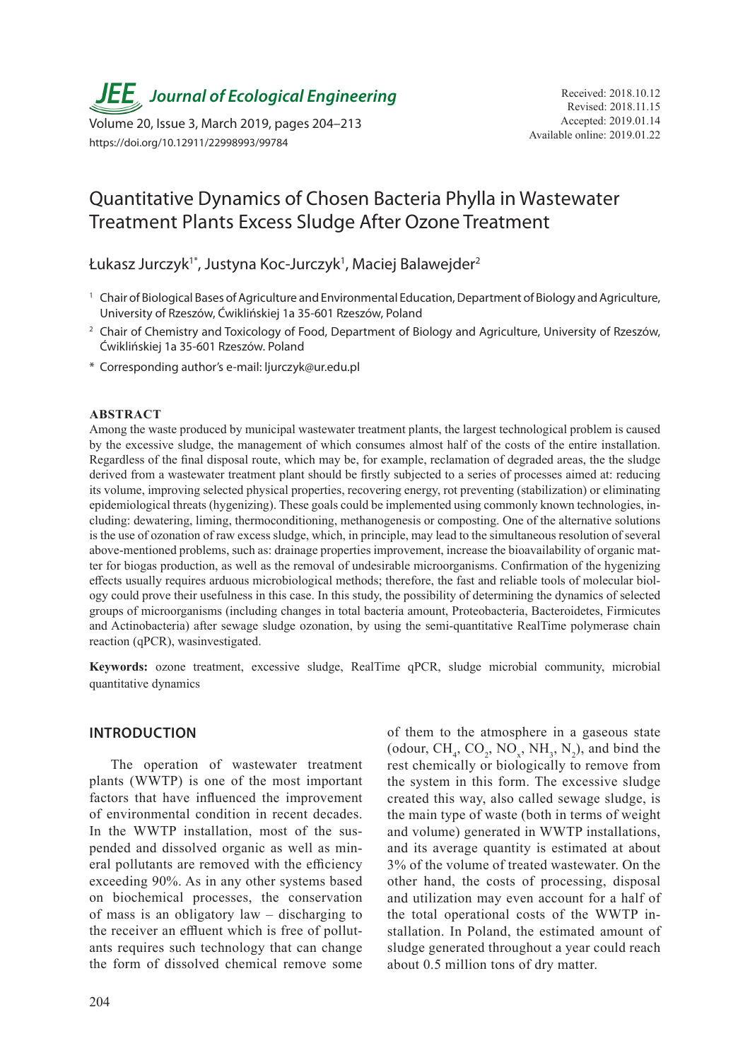# Quantitative Dynamics of Chosen Bacteria Phylla in Wastewater Treatment Plants Excess Sludge After Ozone Treatment

Łukasz Jurczyk[1*], Justyna Koc-Jurczyk[1], Maciej Balawejder[2]

[1] Chair of Biological Bases of Agriculture and Environmental Education, Department of Biology and Agriculture, University of Rzeszów, Ćwiklińskiej 1a 35-601 Rzeszów, Poland

[2] Chair of Chemistry and Toxicology of Food, Department of Biology and Agriculture, University of Rzeszów, Ćwiklińskiej 1a 35-601 Rzeszów. Poland

[*] Corresponding author's e-mail: ljurczyk@ur.edu.pl

Received: 2018.10.12
Revised: 2018.11.15
Accepted: 2019.01.14
Available online: 2019.01.22

https://doi.org/10.12911/22998993/99784

## ABSTRACT

Among the waste produced by municipal wastewater treatment plants, the largest technological problem is caused by the excessive sludge, the management of which consumes almost half of the costs of the entire installation. Regardless of the final disposal route, which may be, for example, reclamation of degraded areas, the the sludge derived from a wastewater treatment plant should be firstly subjected to a series of processes aimed at: reducing its volume, improving selected physical properties, recovering energy, rot preventing (stabilization) or eliminating epidemiological threats (hygenizing). These goals could be implemented using commonly known technologies, including: dewatering, liming, thermoconditioning, methanogenesis or composting. One of the alternative solutions is the use of ozonation of raw excess sludge, which, in principle, may lead to the simultaneous resolution of several above-mentioned problems, such as: drainage properties improvement, increase the bioavailability of organic matter for biogas production, as well as the removal of undesirable microorganisms. Confirmation of the hygenizing effects usually requires arduous microbiological methods; therefore, the fast and reliable tools of molecular biology could prove their usefulness in this case. In this study, the possibility of determining the dynamics of selected groups of microorganisms (including changes in total bacteria amount, Proteobacteria, Bacteroidetes, Firmicutes and Actinobacteria) after sewage sludge ozonation, by using the semi-quantitative RealTime polymerase chain reaction (qPCR), wasinvestigated.

**Keywords:** ozone treatment, excessive sludge, RealTime qPCR, sludge microbial community, microbial quantitative dynamics

## INTRODUCTION

The operation of wastewater treatment plants (WWTP) is one of the most important factors that have influenced the improvement of environmental condition in recent decades. In the WWTP installation, most of the suspended and dissolved organic as well as mineral pollutants are removed with the efficiency exceeding 90%. As in any other systems based on biochemical processes, the conservation of mass is an obligatory law – discharging to the receiver an effluent which is free of pollutants requires such technology that can change the form of dissolved chemical remove some of them to the atmosphere in a gaseous state (odour, $CH_4$, $CO_2$, $NO_x$, $NH_3$, $N_2$), and bind the rest chemically or biologically to remove from the system in this form. The excessive sludge created this way, also called sewage sludge, is the main type of waste (both in terms of weight and volume) generated in WWTP installations, and its average quantity is estimated at about 3% of the volume of treated wastewater. On the other hand, the costs of processing, disposal and utilization may even account for a half of the total operational costs of the WWTP installation. In Poland, the estimated amount of sludge generated throughout a year could reach about 0.5 million tons of dry matter.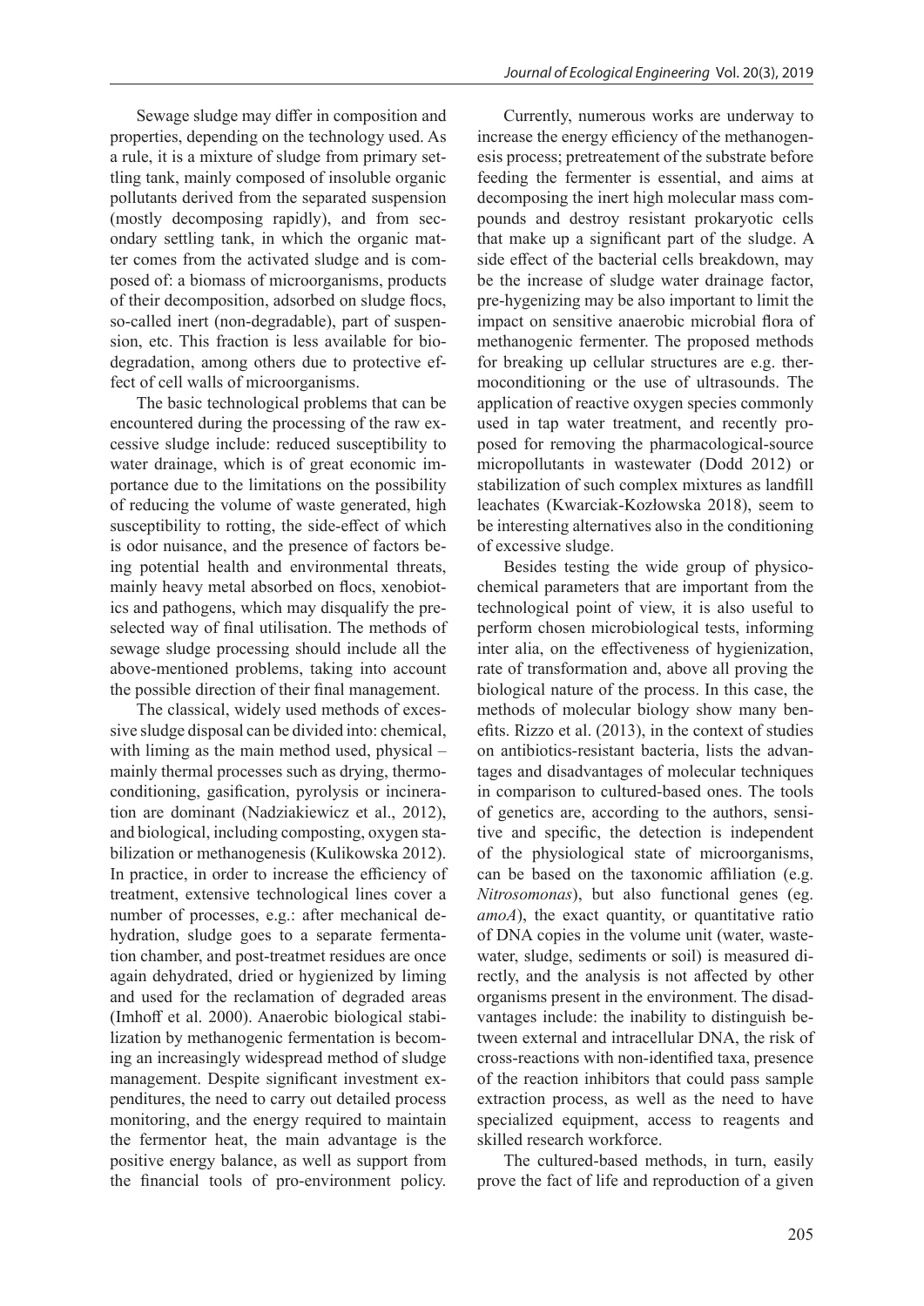Sewage sludge may differ in composition and properties, depending on the technology used. As a rule, it is a mixture of sludge from primary settling tank, mainly composed of insoluble organic pollutants derived from the separated suspension (mostly decomposing rapidly), and from secondary settling tank, in which the organic matter comes from the activated sludge and is composed of: a biomass of microorganisms, products of their decomposition, adsorbed on sludge flocs, so-called inert (non-degradable), part of suspension, etc. This fraction is less available for biodegradation, among others due to protective effect of cell walls of microorganisms.

The basic technological problems that can be encountered during the processing of the raw excessive sludge include: reduced susceptibility to water drainage, which is of great economic importance due to the limitations on the possibility of reducing the volume of waste generated, high susceptibility to rotting, the side-effect of which is odor nuisance, and the presence of factors being potential health and environmental threats, mainly heavy metal absorbed on flocs, xenobiotics and pathogens, which may disqualify the preselected way of final utilisation. The methods of sewage sludge processing should include all the above-mentioned problems, taking into account the possible direction of their final management.

The classical, widely used methods of excessive sludge disposal can be divided into: chemical, with liming as the main method used, physical – mainly thermal processes such as drying, thermoconditioning, gasification, pyrolysis or incineration are dominant (Nadziakiewicz et al., 2012), and biological, including composting, oxygen stabilization or methanogenesis (Kulikowska 2012). In practice, in order to increase the efficiency of treatment, extensive technological lines cover a number of processes, e.g.: after mechanical dehydration, sludge goes to a separate fermentation chamber, and post-treatmet residues are once again dehydrated, dried or hygienized by liming and used for the reclamation of degraded areas (Imhoff et al. 2000). Anaerobic biological stabilization by methanogenic fermentation is becoming an increasingly widespread method of sludge management. Despite significant investment expenditures, the need to carry out detailed process monitoring, and the energy required to maintain the fermentor heat, the main advantage is the positive energy balance, as well as support from the financial tools of pro-environment policy.

Currently, numerous works are underway to increase the energy efficiency of the methanogenesis process; pretreatement of the substrate before feeding the fermenter is essential, and aims at decomposing the inert high molecular mass compounds and destroy resistant prokaryotic cells that make up a significant part of the sludge. A side effect of the bacterial cells breakdown, may be the increase of sludge water drainage factor, pre-hygenizing may be also important to limit the impact on sensitive anaerobic microbial flora of methanogenic fermenter. The proposed methods for breaking up cellular structures are e.g. thermoconditioning or the use of ultrasounds. The application of reactive oxygen species commonly used in tap water treatment, and recently proposed for removing the pharmacological-source micropollutants in wastewater (Dodd 2012) or stabilization of such complex mixtures as landfill leachates (Kwarciak-Kozłowska 2018), seem to be interesting alternatives also in the conditioning of excessive sludge.

Besides testing the wide group of physicochemical parameters that are important from the technological point of view, it is also useful to perform chosen microbiological tests, informing inter alia, on the effectiveness of hygienization, rate of transformation and, above all proving the biological nature of the process. In this case, the methods of molecular biology show many benefits. Rizzo et al. (2013), in the context of studies on antibiotics-resistant bacteria, lists the advantages and disadvantages of molecular techniques in comparison to cultured-based ones. The tools of genetics are, according to the authors, sensitive and specific, the detection is independent of the physiological state of microorganisms, can be based on the taxonomic affiliation (e.g. *Nitrosomonas*), but also functional genes (eg. *amoA*), the exact quantity, or quantitative ratio of DNA copies in the volume unit (water, wastewater, sludge, sediments or soil) is measured directly, and the analysis is not affected by other organisms present in the environment. The disadvantages include: the inability to distinguish between external and intracellular DNA, the risk of cross-reactions with non-identified taxa, presence of the reaction inhibitors that could pass sample extraction process, as well as the need to have specialized equipment, access to reagents and skilled research workforce.

The cultured-based methods, in turn, easily prove the fact of life and reproduction of a given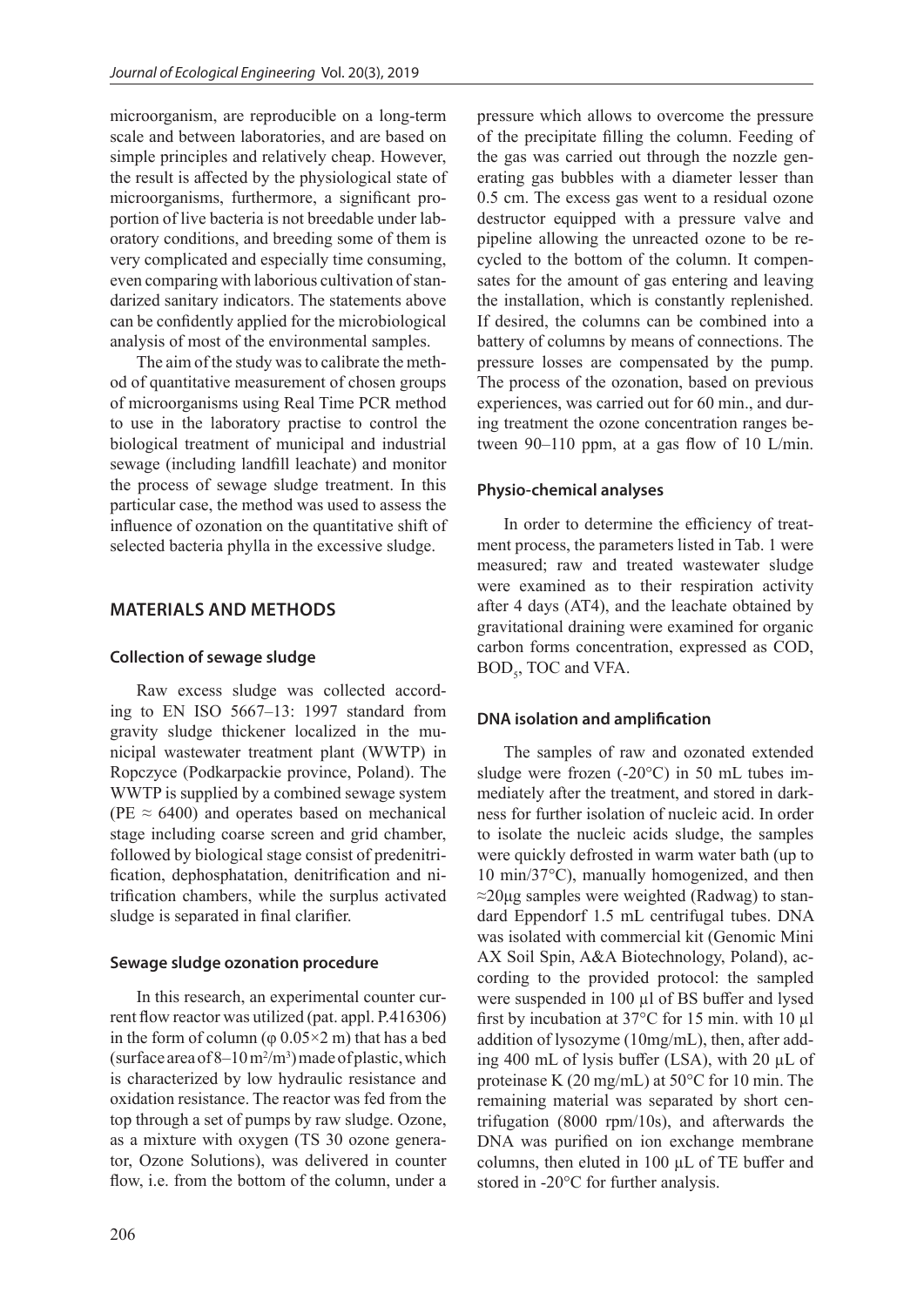microorganism, are reproducible on a long-term scale and between laboratories, and are based on simple principles and relatively cheap. However, the result is affected by the physiological state of microorganisms, furthermore, a significant proportion of live bacteria is not breedable under laboratory conditions, and breeding some of them is very complicated and especially time consuming, even comparing with laborious cultivation of standarized sanitary indicators. The statements above can be confidently applied for the microbiological analysis of most of the environmental samples.

The aim of the study was to calibrate the method of quantitative measurement of chosen groups of microorganisms using Real Time PCR method to use in the laboratory practise to control the biological treatment of municipal and industrial sewage (including landfill leachate) and monitor the process of sewage sludge treatment. In this particular case, the method was used to assess the influence of ozonation on the quantitative shift of selected bacteria phylla in the excessive sludge.

## MATERIALS AND METHODS

### Collection of sewage sludge

Raw excess sludge was collected according to EN ISO 5667–13: 1997 standard from gravity sludge thickener localized in the municipal wastewater treatment plant (WWTP) in Ropczyce (Podkarpackie province, Poland). The WWTP is supplied by a combined sewage system (PE ≈ 6400) and operates based on mechanical stage including coarse screen and grid chamber, followed by biological stage consist of predenitrification, dephosphatation, denitrification and nitrification chambers, while the surplus activated sludge is separated in final clarifier.

### Sewage sludge ozonation procedure

In this research, an experimental counter current flow reactor was utilized (pat. appl. P.416306) in the form of column (φ 0.05×2 m) that has a bed (surface area of 8–10 $m^2/m^3$) made of plastic, which is characterized by low hydraulic resistance and oxidation resistance. The reactor was fed from the top through a set of pumps by raw sludge. Ozone, as a mixture with oxygen (TS 30 ozone generator, Ozone Solutions), was delivered in counter flow, i.e. from the bottom of the column, under a pressure which allows to overcome the pressure of the precipitate filling the column. Feeding of the gas was carried out through the nozzle generating gas bubbles with a diameter lesser than 0.5 cm. The excess gas went to a residual ozone destructor equipped with a pressure valve and pipeline allowing the unreacted ozone to be recycled to the bottom of the column. It compensates for the amount of gas entering and leaving the installation, which is constantly replenished. If desired, the columns can be combined into a battery of columns by means of connections. The pressure losses are compensated by the pump. The process of the ozonation, based on previous experiences, was carried out for 60 min., and during treatment the ozone concentration ranges between 90–110 ppm, at a gas flow of 10 L/min.

### Physio-chemical analyses

In order to determine the efficiency of treatment process, the parameters listed in Tab. 1 were measured; raw and treated wastewater sludge were examined as to their respiration activity after 4 days (AT4), and the leachate obtained by gravitational draining were examined for organic carbon forms concentration, expressed as COD, $BOD_5$, TOC and VFA.

### DNA isolation and amplification

The samples of raw and ozonated extended sludge were frozen (-20°C) in 50 mL tubes immediately after the treatment, and stored in darkness for further isolation of nucleic acid. In order to isolate the nucleic acids sludge, the samples were quickly defrosted in warm water bath (up to 10 min/37°C), manually homogenized, and then ≈20μg samples were weighted (Radwag) to standard Eppendorf 1.5 mL centrifugal tubes. DNA was isolated with commercial kit (Genomic Mini AX Soil Spin, A&A Biotechnology, Poland), according to the provided protocol: the sampled were suspended in 100 μl of BS buffer and lysed first by incubation at 37°C for 15 min. with 10 μl addition of lysozyme (10mg/mL), then, after adding 400 mL of lysis buffer (LSA), with 20 μL of proteinase K (20 mg/mL) at 50°C for 10 min. The remaining material was separated by short centrifugation (8000 rpm/10s), and afterwards the DNA was purified on ion exchange membrane columns, then eluted in 100 μL of TE buffer and stored in -20°C for further analysis.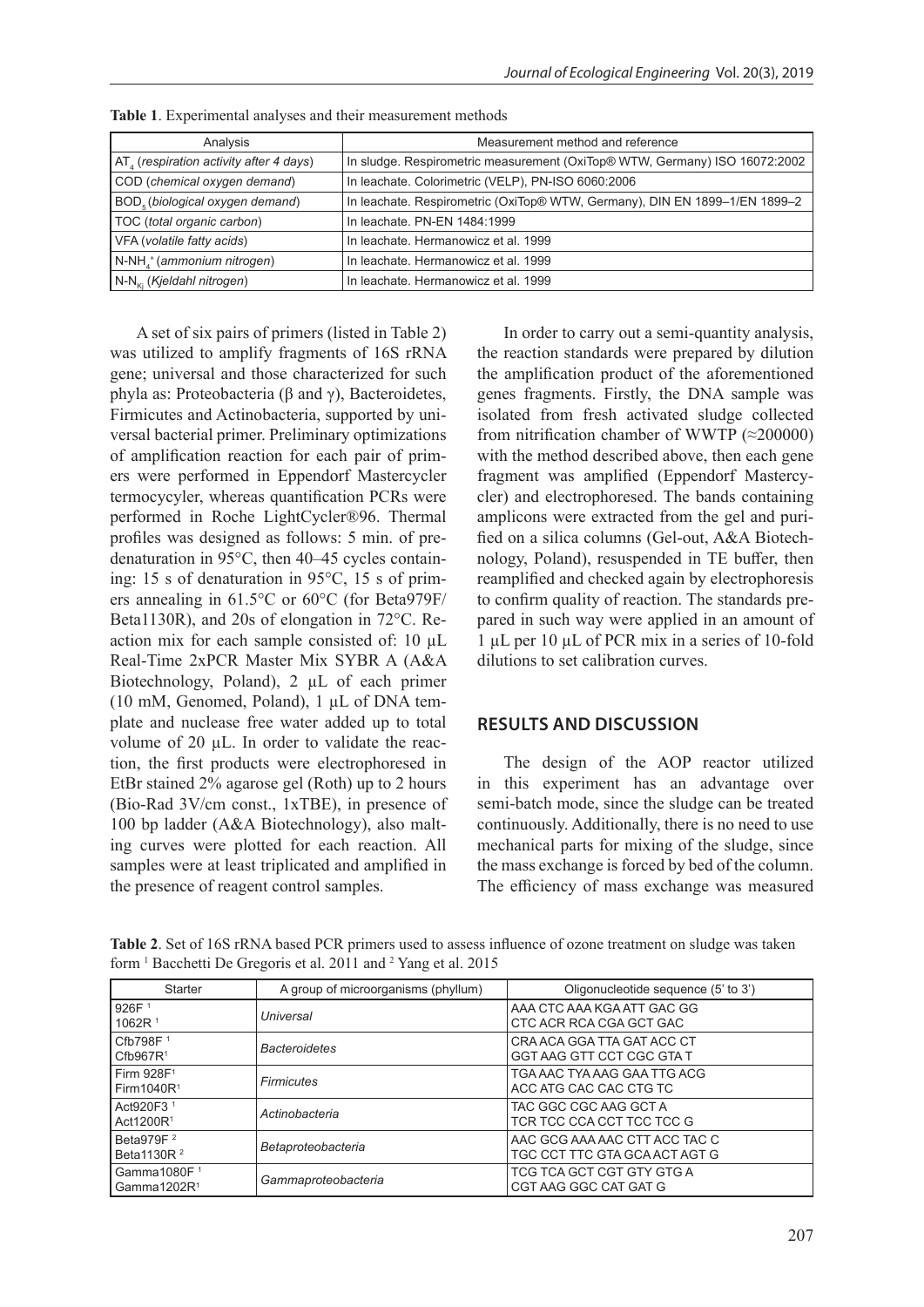**Table 1**. Experimental analyses and their measurement methods

| Analysis | Measurement method and reference |
|---|---|
| $AT_4$ (*respiration activity after 4 days*) | In sludge. Respirometric measurement (OxiTop® WTW, Germany) ISO 16072:2002 |
| COD (*chemical oxygen demand*) | In leachate. Colorimetric (VELP), PN-ISO 6060:2006 |
| $BOD_5$ (*biological oxygen demand*) | In leachate. Respirometric (OxiTop® WTW, Germany), DIN EN 1899–1/EN 1899–2 |
| TOC (*total organic carbon*) | In leachate. PN-EN 1484:1999 |
| VFA (*volatile fatty acids*) | In leachate. Hermanowicz et al. 1999 |
| $N\text{-}NH_4^+$ (*ammonium nitrogen*) | In leachate. Hermanowicz et al. 1999 |
| $N\text{-}N_{Kj}$ (*Kjeldahl nitrogen*) | In leachate. Hermanowicz et al. 1999 |

A set of six pairs of primers (listed in Table 2) was utilized to amplify fragments of 16S rRNA gene; universal and those characterized for such phyla as: Proteobacteria (β and γ), Bacteroidetes, Firmicutes and Actinobacteria, supported by universal bacterial primer. Preliminary optimizations of amplification reaction for each pair of primers were performed in Eppendorf Mastercycler termocycyler, whereas quantification PCRs were performed in Roche LightCycler®96. Thermal profiles was designed as follows: 5 min. of predenaturation in 95°C, then 40–45 cycles containing: 15 s of denaturation in 95°C, 15 s of primers annealing in 61.5°C or 60°C (for Beta979F/Beta1130R), and 20s of elongation in 72°C. Reaction mix for each sample consisted of: 10 µL Real-Time 2xPCR Master Mix SYBR A (A&A Biotechnology, Poland), 2 µL of each primer (10 mM, Genomed, Poland), 1 µL of DNA template and nuclease free water added up to total volume of 20 µL. In order to validate the reaction, the first products were electrophoresed in EtBr stained 2% agarose gel (Roth) up to 2 hours (Bio-Rad 3V/cm const., 1xTBE), in presence of 100 bp ladder (A&A Biotechnology), also malting curves were plotted for each reaction. All samples were at least triplicated and amplified in the presence of reagent control samples.

In order to carry out a semi-quantity analysis, the reaction standards were prepared by dilution the amplification product of the aforementioned genes fragments. Firstly, the DNA sample was isolated from fresh activated sludge collected from nitrification chamber of WWTP (≈200000) with the method described above, then each gene fragment was amplified (Eppendorf Mastercycler) and electrophoresed. The bands containing amplicons were extracted from the gel and purified on a silica columns (Gel-out, A&A Biotechnology, Poland), resuspended in TE buffer, then reamplified and checked again by electrophoresis to confirm quality of reaction. The standards prepared in such way were applied in an amount of 1 µL per 10 µL of PCR mix in a series of 10-fold dilutions to set calibration curves.

## RESULTS AND DISCUSSION

The design of the AOP reactor utilized in this experiment has an advantage over semi-batch mode, since the sludge can be treated continuously. Additionally, there is no need to use mechanical parts for mixing of the sludge, since the mass exchange is forced by bed of the column. The efficiency of mass exchange was measured

**Table 2**. Set of 16S rRNA based PCR primers used to assess influence of ozone treatment on sludge was taken form [1] Bacchetti De Gregoris et al. 2011 and [2] Yang et al. 2015

| Starter | A group of microorganisms (phyllum) | Oligonucleotide sequence (5' to 3') |
|---|---|---|
| 926F [1]<br>1062R [1] | *Universal* | AAA CTC AAA KGA ATT GAC GG<br>CTC ACR RCA CGA GCT GAC |
| Cfb798F [1]<br>Cfb967R[1] | *Bacteroidetes* | CRA ACA GGA TTA GAT ACC CT<br>GGT AAG GTT CCT CGC GTA T |
| Firm 928F[1]<br>Firm1040R[1] | *Firmicutes* | TGA AAC TYA AAG GAA TTG ACG<br>ACC ATG CAC CAC CTG TC |
| Act920F3 [1]<br>Act1200R[1] | *Actinobacteria* | TAC GGC CGC AAG GCT A<br>TCR TCC CCA CCT TCC TCC G |
| Beta979F [2]<br>Beta1130R [2] | *Betaproteobacteria* | AAC GCG AAA AAC CTT ACC TAC C<br>TGC CCT TTC GTA GCA ACT AGT G |
| Gamma1080F [1]<br>Gamma1202R[1] | *Gammaproteobacteria* | TCG TCA GCT CGT GTY GTG A<br>CGT AAG GGC CAT GAT G |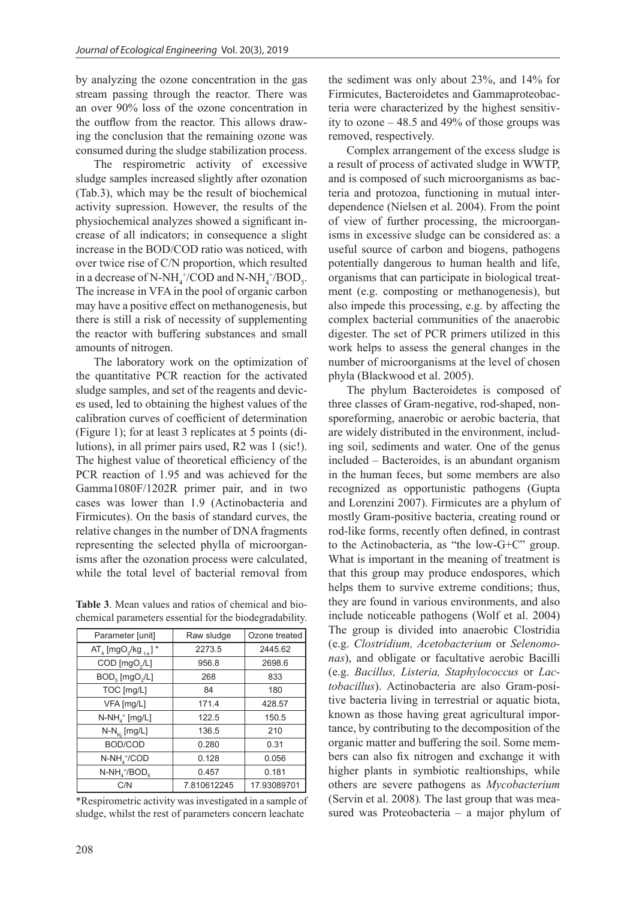by analyzing the ozone concentration in the gas stream passing through the reactor. There was an over 90% loss of the ozone concentration in the outflow from the reactor. This allows drawing the conclusion that the remaining ozone was consumed during the sludge stabilization process.

The respirometric activity of excessive sludge samples increased slightly after ozonation (Tab.3), which may be the result of biochemical activity supression. However, the results of the physiochemical analyzes showed a significant increase of all indicators; in consequence a slight increase in the BOD/COD ratio was noticed, with over twice rise of C/N proportion, which resulted in a decrease of $N\text{-}NH_4^+/COD$ and $N\text{-}NH_4^+/BOD_5$. The increase in VFA in the pool of organic carbon may have a positive effect on methanogenesis, but there is still a risk of necessity of supplementing the reactor with buffering substances and small amounts of nitrogen.

The laboratory work on the optimization of the quantitative PCR reaction for the activated sludge samples, and set of the reagents and devices used, led to obtaining the highest values of the calibration curves of coefficient of determination (Figure 1); for at least 3 replicates at 5 points (dilutions), in all primer pairs used, R2 was 1 (sic!). The highest value of theoretical efficiency of the PCR reaction of 1.95 and was achieved for the Gamma1080F/1202R primer pair, and in two cases was lower than 1.9 (Actinobacteria and Firmicutes). On the basis of standard curves, the relative changes in the number of DNA fragments representing the selected phylla of microorganisms after the ozonation process were calculated, while the total level of bacterial removal from the sediment was only about 23%, and 14% for Firmicutes, Bacteroidetes and Gammaproteobacteria were characterized by the highest sensitivity to ozone – 48.5 and 49% of those groups was removed, respectively.

**Table 3**. Mean values and ratios of chemical and biochemical parameters essential for the biodegradability.

| Parameter [unit] | Raw sludge | Ozone treated |
|---|---|---|
| $AT_4$ [$mgO_2/kg_{t.s.}$] * | 2273.5 | 2445.62 |
| COD [$mgO_2/L$] | 956.8 | 2698.6 |
| $BOD_5$ [$mgO_2/L$] | 268 | 833 |
| TOC [mg/L] | 84 | 180 |
| VFA [mg/L] | 171.4 | 428.57 |
| $N\text{-}NH_4^+$ [mg/L] | 122.5 | 150.5 |
| $N\text{-}N_{Kj}$ [mg/L] | 136.5 | 210 |
| BOD/COD | 0.280 | 0.31 |
| $N\text{-}NH_4^+/COD$ | 0.128 | 0.056 |
| $N\text{-}NH_4^+/BOD_5$ | 0.457 | 0.181 |
| C/N | 7.810612245 | 17.93089701 |

*Respirometric activity was investigated in a sample of sludge, whilst the rest of parameters concern leachate

Complex arrangement of the excess sludge is a result of process of activated sludge in WWTP, and is composed of such microorganisms as bacteria and protozoa, functioning in mutual interdependence (Nielsen et al. 2004). From the point of view of further processing, the microorganisms in excessive sludge can be considered as: a useful source of carbon and biogens, pathogens potentially dangerous to human health and life, organisms that can participate in biological treatment (e.g. composting or methanogenesis), but also impede this processing, e.g. by affecting the complex bacterial communities of the anaerobic digester. The set of PCR primers utilized in this work helps to assess the general changes in the number of microorganisms at the level of chosen phyla (Blackwood et al. 2005).

The phylum Bacteroidetes is composed of three classes of Gram-negative, rod-shaped, nonsporeforming, anaerobic or aerobic bacteria, that are widely distributed in the environment, including soil, sediments and water. One of the genus included – Bacteroides, is an abundant organism in the human feces, but some members are also recognized as opportunistic pathogens (Gupta and Lorenzini 2007). Firmicutes are a phylum of mostly Gram-positive bacteria, creating round or rod-like forms, recently often defined, in contrast to the Actinobacteria, as "the low-G+C" group. What is important in the meaning of treatment is that this group may produce endospores, which helps them to survive extreme conditions; thus, they are found in various environments, and also include noticeable pathogens (Wolf et al. 2004) The group is divided into anaerobic Clostridia (e.g. *Clostridium, Acetobacterium* or *Selenomonas*), and obligate or facultative aerobic Bacilli (e.g. *Bacillus, Listeria, Staphylococcus* or *Lactobacillus*). Actinobacteria are also Gram-positive bacteria living in terrestrial or aquatic biota, known as those having great agricultural importance, by contributing to the decomposition of the organic matter and buffering the soil. Some members can also fix nitrogen and exchange it with higher plants in symbiotic realtionships, while others are severe pathogens as *Mycobacterium* (Servin et al. 2008). The last group that was measured was Proteobacteria – a major phylum of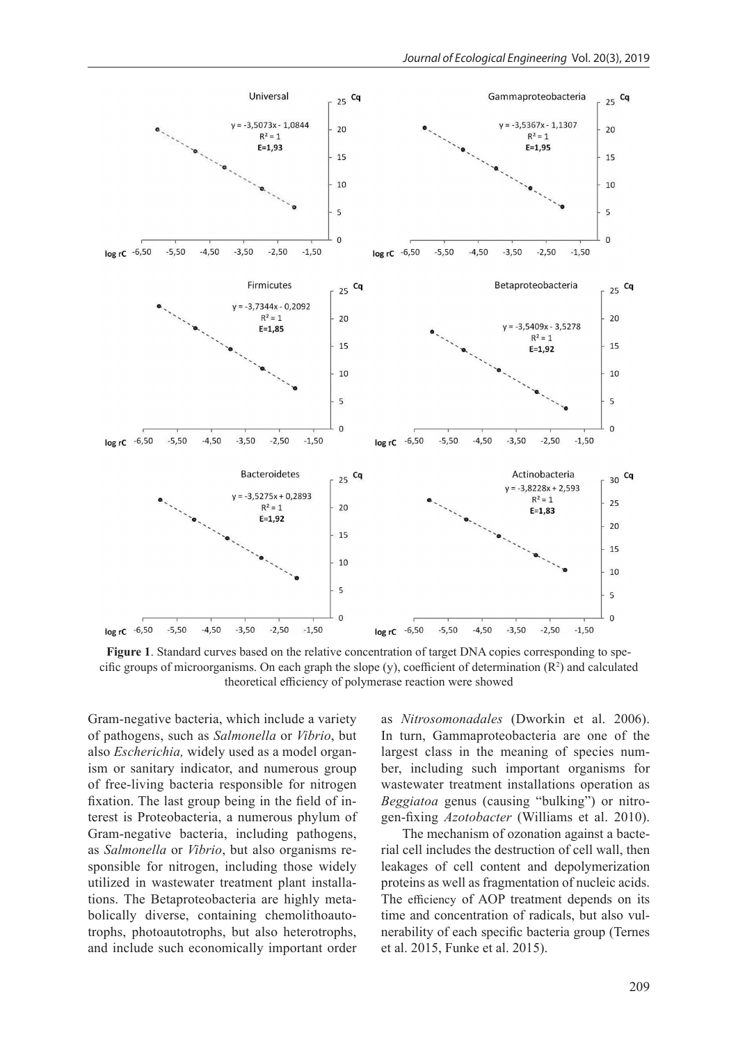**Figure 1**. Standard curves based on the relative concentration of target DNA copies corresponding to specific groups of microorganisms. On each graph the slope (y), coefficient of determination ($R^2$) and calculated theoretical efficiency of polymerase reaction were showed

Gram-negative bacteria, which include a variety of pathogens, such as *Salmonella* or *Vibrio*, but also *Escherichia,* widely used as a model organism or sanitary indicator, and numerous group of free-living bacteria responsible for nitrogen fixation. The last group being in the field of interest is Proteobacteria, a numerous phylum of Gram-negative bacteria, including pathogens, as *Salmonella* or *Vibrio*, but also organisms responsible for nitrogen, including those widely utilized in wastewater treatment plant installations. The Betaproteobacteria are highly metabolically diverse, containing chemolithoautotrophs, photoautotrophs, but also heterotrophs, and include such economically important order as *Nitrosomonadales* (Dworkin et al. 2006). In turn, Gammaproteobacteria are one of the largest class in the meaning of species number, including such important organisms for wastewater treatment installations operation as *Beggiatoa* genus (causing "bulking") or nitrogen-fixing *Azotobacter* (Williams et al. 2010).

The mechanism of ozonation against a bacterial cell includes the destruction of cell wall, then leakages of cell content and depolymerization proteins as well as fragmentation of nucleic acids. The efficiency of AOP treatment depends on its time and concentration of radicals, but also vulnerability of each specific bacteria group (Ternes et al. 2015, Funke et al. 2015).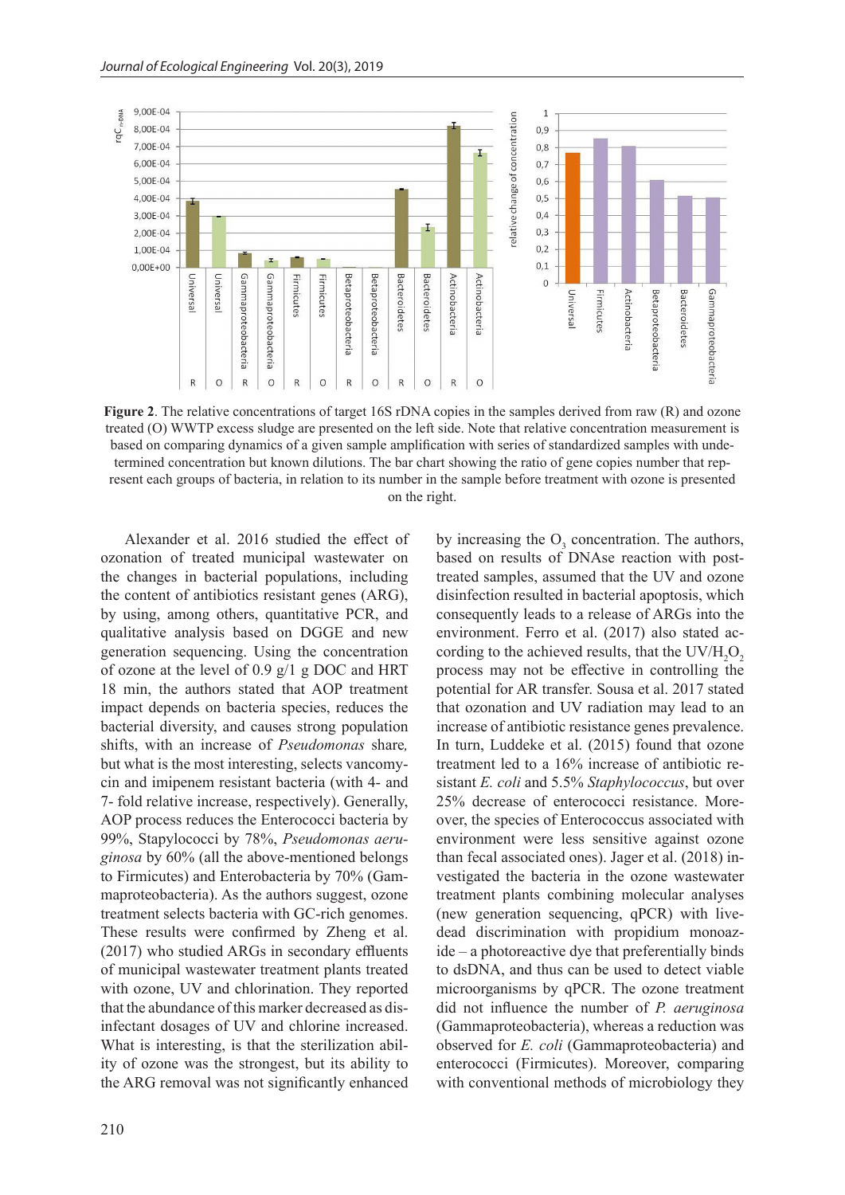**Figure 2**. The relative concentrations of target 16S rDNA copies in the samples derived from raw (R) and ozone treated (O) WWTP excess sludge are presented on the left side. Note that relative concentration measurement is based on comparing dynamics of a given sample amplification with series of standardized samples with undetermined concentration but known dilutions. The bar chart showing the ratio of gene copies number that represent each groups of bacteria, in relation to its number in the sample before treatment with ozone is presented on the right.

Alexander et al. 2016 studied the effect of ozonation of treated municipal wastewater on the changes in bacterial populations, including the content of antibiotics resistant genes (ARG), by using, among others, quantitative PCR, and qualitative analysis based on DGGE and new generation sequencing. Using the concentration of ozone at the level of 0.9 g/1 g DOC and HRT 18 min, the authors stated that AOP treatment impact depends on bacteria species, reduces the bacterial diversity, and causes strong population shifts, with an increase of *Pseudomonas* share, but what is the most interesting, selects vancomycin and imipenem resistant bacteria (with 4- and 7- fold relative increase, respectively). Generally, AOP process reduces the Enterococci bacteria by 99%, Stapylococci by 78%, *Pseudomonas aeruginosa* by 60% (all the above-mentioned belongs to Firmicutes) and Enterobacteria by 70% (Gammaproteobacteria). As the authors suggest, ozone treatment selects bacteria with GC-rich genomes. These results were confirmed by Zheng et al. (2017) who studied ARGs in secondary effluents of municipal wastewater treatment plants treated with ozone, UV and chlorination. They reported that the abundance of this marker decreased as disinfectant dosages of UV and chlorine increased. What is interesting, is that the sterilization ability of ozone was the strongest, but its ability to the ARG removal was not significantly enhanced by increasing the $O_3$ concentration. The authors, based on results of DNAse reaction with post-treated samples, assumed that the UV and ozone disinfection resulted in bacterial apoptosis, which consequently leads to a release of ARGs into the environment. Ferro et al. (2017) also stated according to the achieved results, that the UV/$H_2O_2$ process may not be effective in controlling the potential for AR transfer. Sousa et al. 2017 stated that ozonation and UV radiation may lead to an increase of antibiotic resistance genes prevalence. In turn, Luddeke et al. (2015) found that ozone treatment led to a 16% increase of antibiotic resistant *E. coli* and 5.5% *Staphylococcus*, but over 25% decrease of enterococci resistance. Moreover, the species of Enterococcus associated with environment were less sensitive against ozone than fecal associated ones). Jager et al. (2018) investigated the bacteria in the ozone wastewater treatment plants combining molecular analyses (new generation sequencing, qPCR) with live-dead discrimination with propidium monoazide – a photoreactive dye that preferentially binds to dsDNA, and thus can be used to detect viable microorganisms by qPCR. The ozone treatment did not influence the number of *P. aeruginosa* (Gammaproteobacteria), whereas a reduction was observed for *E. coli* (Gammaproteobacteria) and enterococci (Firmicutes). Moreover, comparing with conventional methods of microbiology they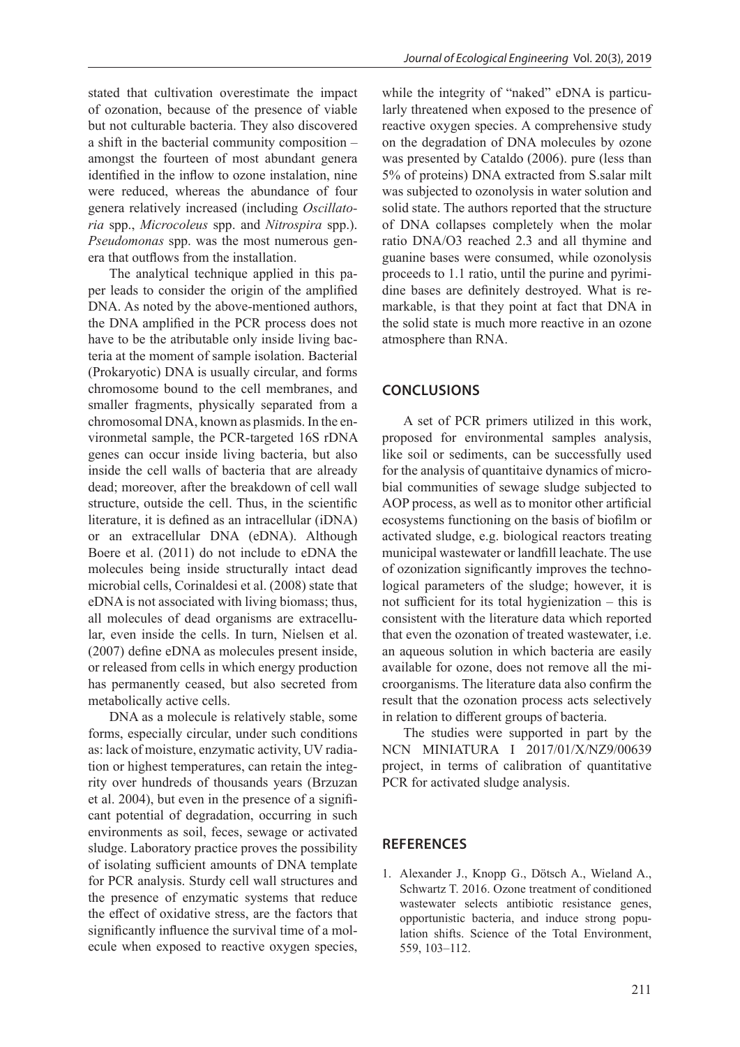stated that cultivation overestimate the impact of ozonation, because of the presence of viable but not culturable bacteria. They also discovered a shift in the bacterial community composition – amongst the fourteen of most abundant genera identified in the inflow to ozone instalation, nine were reduced, whereas the abundance of four genera relatively increased (including *Oscillatoria* spp., *Microcoleus* spp. and *Nitrospira* spp.). *Pseudomonas* spp. was the most numerous genera that outflows from the installation.

The analytical technique applied in this paper leads to consider the origin of the amplified DNA. As noted by the above-mentioned authors, the DNA amplified in the PCR process does not have to be the atributable only inside living bacteria at the moment of sample isolation. Bacterial (Prokaryotic) DNA is usually circular, and forms chromosome bound to the cell membranes, and smaller fragments, physically separated from a chromosomal DNA, known as plasmids. In the environmetal sample, the PCR-targeted 16S rDNA genes can occur inside living bacteria, but also inside the cell walls of bacteria that are already dead; moreover, after the breakdown of cell wall structure, outside the cell. Thus, in the scientific literature, it is defined as an intracellular (iDNA) or an extracellular DNA (eDNA). Although Boere et al. (2011) do not include to eDNA the molecules being inside structurally intact dead microbial cells, Corinaldesi et al. (2008) state that eDNA is not associated with living biomass; thus, all molecules of dead organisms are extracellular, even inside the cells. In turn, Nielsen et al. (2007) define eDNA as molecules present inside, or released from cells in which energy production has permanently ceased, but also secreted from metabolically active cells.

DNA as a molecule is relatively stable, some forms, especially circular, under such conditions as: lack of moisture, enzymatic activity, UV radiation or highest temperatures, can retain the integrity over hundreds of thousands years (Brzuzan et al. 2004), but even in the presence of a significant potential of degradation, occurring in such environments as soil, feces, sewage or activated sludge. Laboratory practice proves the possibility of isolating sufficient amounts of DNA template for PCR analysis. Sturdy cell wall structures and the presence of enzymatic systems that reduce the effect of oxidative stress, are the factors that significantly influence the survival time of a molecule when exposed to reactive oxygen species, while the integrity of "naked" eDNA is particularly threatened when exposed to the presence of reactive oxygen species. A comprehensive study on the degradation of DNA molecules by ozone was presented by Cataldo (2006). pure (less than 5% of proteins) DNA extracted from S.salar milt was subjected to ozonolysis in water solution and solid state. The authors reported that the structure of DNA collapses completely when the molar ratio DNA/$O_3$ reached 2.3 and all thymine and guanine bases were consumed, while ozonolysis proceeds to 1.1 ratio, until the purine and pyrimidine bases are definitely destroyed. What is remarkable, is that they point at fact that DNA in the solid state is much more reactive in an ozone atmosphere than RNA.

## CONCLUSIONS

A set of PCR primers utilized in this work, proposed for environmental samples analysis, like soil or sediments, can be successfully used for the analysis of quantitaive dynamics of microbial communities of sewage sludge subjected to AOP process, as well as to monitor other artificial ecosystems functioning on the basis of biofilm or activated sludge, e.g. biological reactors treating municipal wastewater or landfill leachate. The use of ozonization significantly improves the technological parameters of the sludge; however, it is not sufficient for its total hygienization – this is consistent with the literature data which reported that even the ozonation of treated wastewater, i.e. an aqueous solution in which bacteria are easily available for ozone, does not remove all the microorganisms. The literature data also confirm the result that the ozonation process acts selectively in relation to different groups of bacteria.

The studies were supported in part by the NCN MINIATURA I 2017/01/X/NZ9/00639 project, in terms of calibration of quantitative PCR for activated sludge analysis.

## REFERENCES

1. Alexander J., Knopp G., Dötsch A., Wieland A., Schwartz T. 2016. Ozone treatment of conditioned wastewater selects antibiotic resistance genes, opportunistic bacteria, and induce strong population shifts. Science of the Total Environment, 559, 103–112.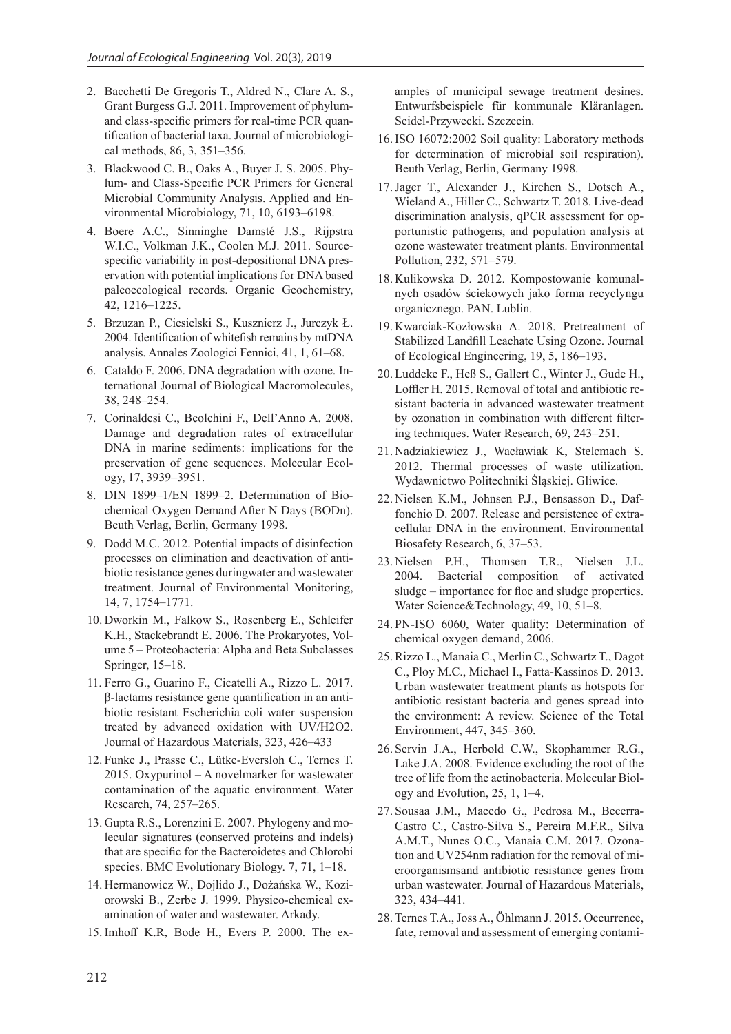2. Bacchetti De Gregoris T., Aldred N., Clare A. S., Grant Burgess G.J. 2011. Improvement of phylum- and class-specific primers for real-time PCR quantification of bacterial taxa. Journal of microbiological methods, 86, 3, 351–356.
3. Blackwood C. B., Oaks A., Buyer J. S. 2005. Phylum- and Class-Specific PCR Primers for General Microbial Community Analysis. Applied and Environmental Microbiology, 71, 10, 6193–6198.
4. Boere A.C., Sinninghe Damsté J.S., Rijpstra W.I.C., Volkman J.K., Coolen M.J. 2011. Source-specific variability in post-depositional DNA preservation with potential implications for DNA based paleoecological records. Organic Geochemistry, 42, 1216–1225.
5. Brzuzan P., Ciesielski S., Kusznierz J., Jurczyk Ł. 2004. Identification of whitefish remains by mtDNA analysis. Annales Zoologici Fennici, 41, 1, 61–68.
6. Cataldo F. 2006. DNA degradation with ozone. International Journal of Biological Macromolecules, 38, 248–254.
7. Corinaldesi C., Beolchini F., Dell'Anno A. 2008. Damage and degradation rates of extracellular DNA in marine sediments: implications for the preservation of gene sequences. Molecular Ecology, 17, 3939–3951.
8. DIN 1899–1/EN 1899–2. Determination of Biochemical Oxygen Demand After N Days (BODn). Beuth Verlag, Berlin, Germany 1998.
9. Dodd M.C. 2012. Potential impacts of disinfection processes on elimination and deactivation of antibiotic resistance genes duringwater and wastewater treatment. Journal of Environmental Monitoring, 14, 7, 1754–1771.
10. Dworkin M., Falkow S., Rosenberg E., Schleifer K.H., Stackebrandt E. 2006. The Prokaryotes, Volume 5 – Proteobacteria: Alpha and Beta Subclasses Springer, 15–18.
11. Ferro G., Guarino F., Cicatelli A., Rizzo L. 2017. β-lactams resistance gene quantification in an antibiotic resistant Escherichia coli water suspension treated by advanced oxidation with UV/H2O2. Journal of Hazardous Materials, 323, 426–433
12. Funke J., Prasse C., Lütke-Eversloh C., Ternes T. 2015. Oxypurinol – A novelmarker for wastewater contamination of the aquatic environment. Water Research, 74, 257–265.
13. Gupta R.S., Lorenzini E. 2007. Phylogeny and molecular signatures (conserved proteins and indels) that are specific for the Bacteroidetes and Chlorobi species. BMC Evolutionary Biology. 7, 71, 1–18.
14. Hermanowicz W., Dojlido J., Dożańska W., Koziorowski B., Zerbe J. 1999. Physico-chemical examination of water and wastewater. Arkady.
15. Imhoff K.R, Bode H., Evers P. 2000. The examples of municipal sewage treatment desines. Entwurfsbeispiele für kommunale Kläranlagen. Seidel-Przywecki. Szczecin.
16. ISO 16072:2002 Soil quality: Laboratory methods for determination of microbial soil respiration). Beuth Verlag, Berlin, Germany 1998.
17. Jager T., Alexander J., Kirchen S., Dotsch A., Wieland A., Hiller C., Schwartz T. 2018. Live-dead discrimination analysis, qPCR assessment for opportunistic pathogens, and population analysis at ozone wastewater treatment plants. Environmental Pollution, 232, 571–579.
18. Kulikowska D. 2012. Kompostowanie komunalnych osadów ściekowych jako forma recyclyngu organicznego. PAN. Lublin.
19. Kwarciak-Kozłowska A. 2018. Pretreatment of Stabilized Landfill Leachate Using Ozone. Journal of Ecological Engineering, 19, 5, 186–193.
20. Luddeke F., Heß S., Gallert C., Winter J., Gude H., Loffler H. 2015. Removal of total and antibiotic resistant bacteria in advanced wastewater treatment by ozonation in combination with different filtering techniques. Water Research, 69, 243–251.
21. Nadziakiewicz J., Wacławiak K, Stelcmach S. 2012. Thermal processes of waste utilization. Wydawnictwo Politechniki Śląskiej. Gliwice.
22. Nielsen K.M., Johnsen P.J., Bensasson D., Daffonchio D. 2007. Release and persistence of extracellular DNA in the environment. Environmental Biosafety Research, 6, 37–53.
23. Nielsen P.H., Thomsen T.R., Nielsen J.L. 2004. Bacterial composition of activated sludge – importance for floc and sludge properties. Water Science&Technology, 49, 10, 51–8.
24. PN-ISO 6060, Water quality: Determination of chemical oxygen demand, 2006.
25. Rizzo L., Manaia C., Merlin C., Schwartz T., Dagot C., Ploy M.C., Michael I., Fatta-Kassinos D. 2013. Urban wastewater treatment plants as hotspots for antibiotic resistant bacteria and genes spread into the environment: A review. Science of the Total Environment, 447, 345–360.
26. Servin J.A., Herbold C.W., Skophammer R.G., Lake J.A. 2008. Evidence excluding the root of the tree of life from the actinobacteria. Molecular Biology and Evolution, 25, 1, 1–4.
27. Sousaa J.M., Macedo G., Pedrosa M., Becerra-Castro C., Castro-Silva S., Pereira M.F.R., Silva A.M.T., Nunes O.C., Manaia C.M. 2017. Ozonation and UV254nm radiation for the removal of microorganismsand antibiotic resistance genes from urban wastewater. Journal of Hazardous Materials, 323, 434–441.
28. Ternes T.A., Joss A., Öhlmann J. 2015. Occurrence, fate, removal and assessment of emerging contami-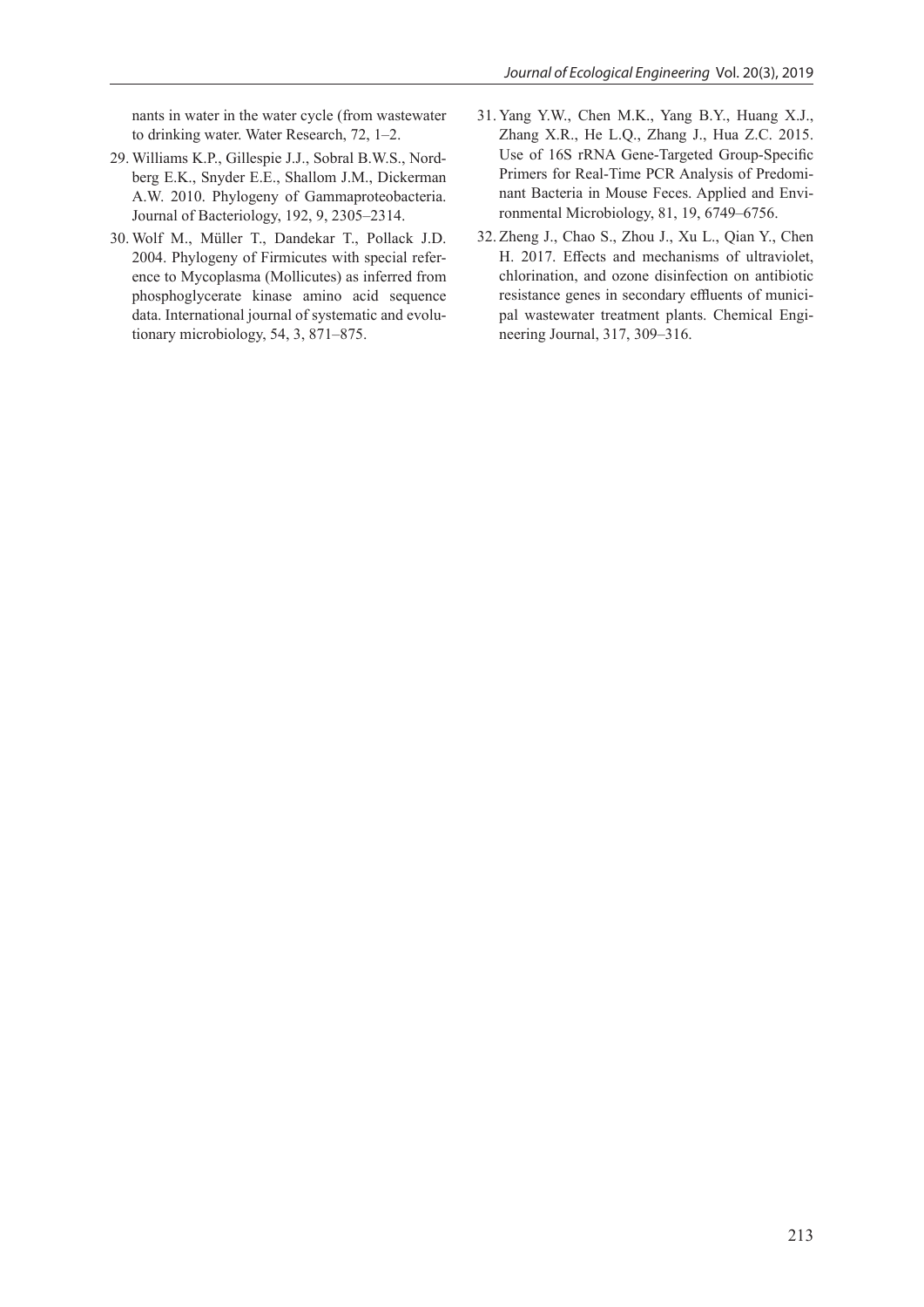nants in water in the water cycle (from wastewater to drinking water. Water Research, 72, 1–2.

29. Williams K.P., Gillespie J.J., Sobral B.W.S., Nordberg E.K., Snyder E.E., Shallom J.M., Dickerman A.W. 2010. Phylogeny of Gammaproteobacteria. Journal of Bacteriology, 192, 9, 2305–2314.
30. Wolf M., Müller T., Dandekar T., Pollack J.D. 2004. Phylogeny of Firmicutes with special reference to Mycoplasma (Mollicutes) as inferred from phosphoglycerate kinase amino acid sequence data. International journal of systematic and evolutionary microbiology, 54, 3, 871–875.
31. Yang Y.W., Chen M.K., Yang B.Y., Huang X.J., Zhang X.R., He L.Q., Zhang J., Hua Z.C. 2015. Use of 16S rRNA Gene-Targeted Group-Specific Primers for Real-Time PCR Analysis of Predominant Bacteria in Mouse Feces. Applied and Environmental Microbiology, 81, 19, 6749–6756.
32. Zheng J., Chao S., Zhou J., Xu L., Qian Y., Chen H. 2017. Effects and mechanisms of ultraviolet, chlorination, and ozone disinfection on antibiotic resistance genes in secondary effluents of municipal wastewater treatment plants. Chemical Engineering Journal, 317, 309–316.